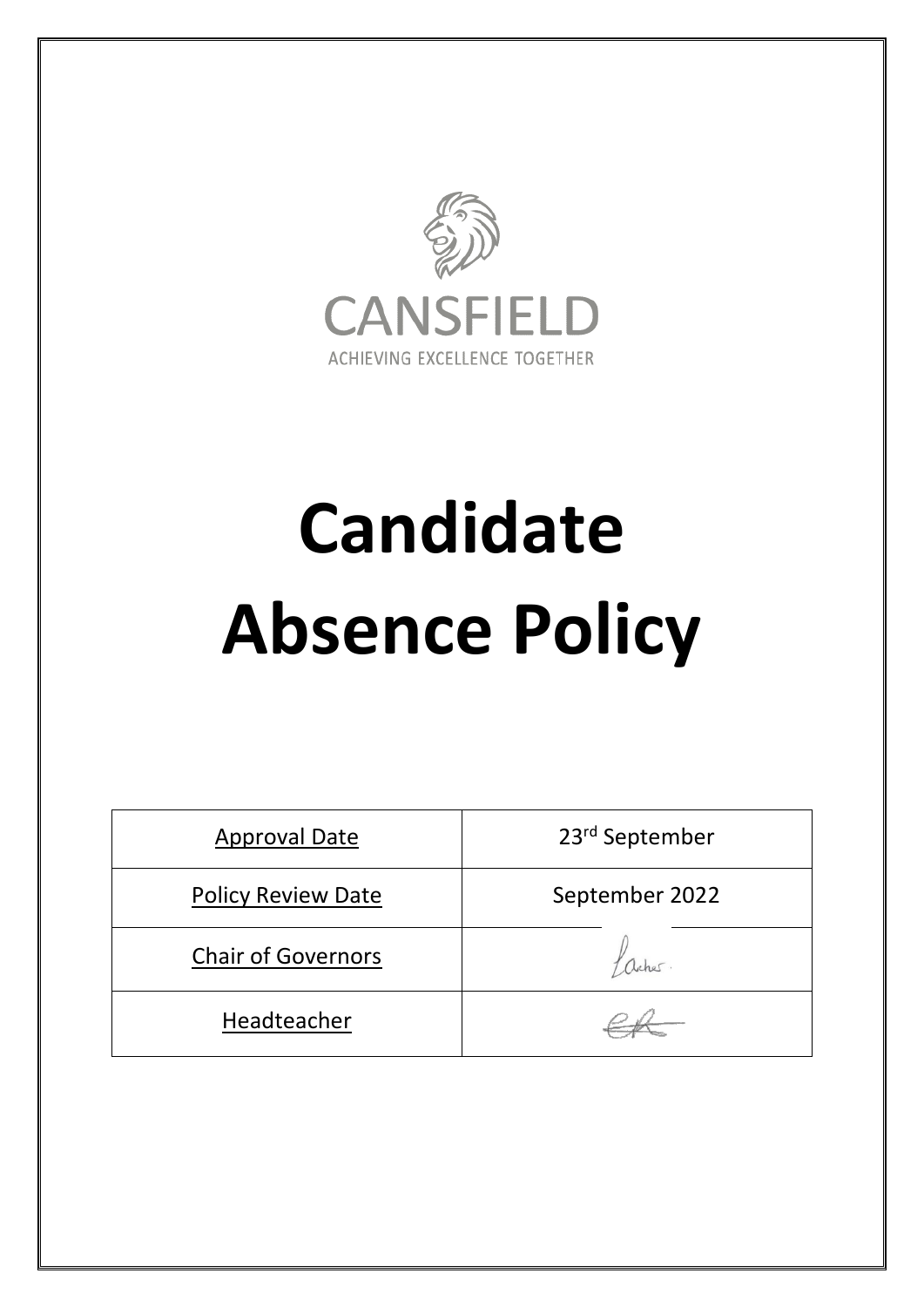CANSFIELD

ACHIEVING EXCELLENCE TOGETHER

# Candidate Absence Policy

| Approval Date | 23rd September |
| --- | --- |
| Policy Review Date | September 2022 |
| Chair of Governors | |
| Headteacher | |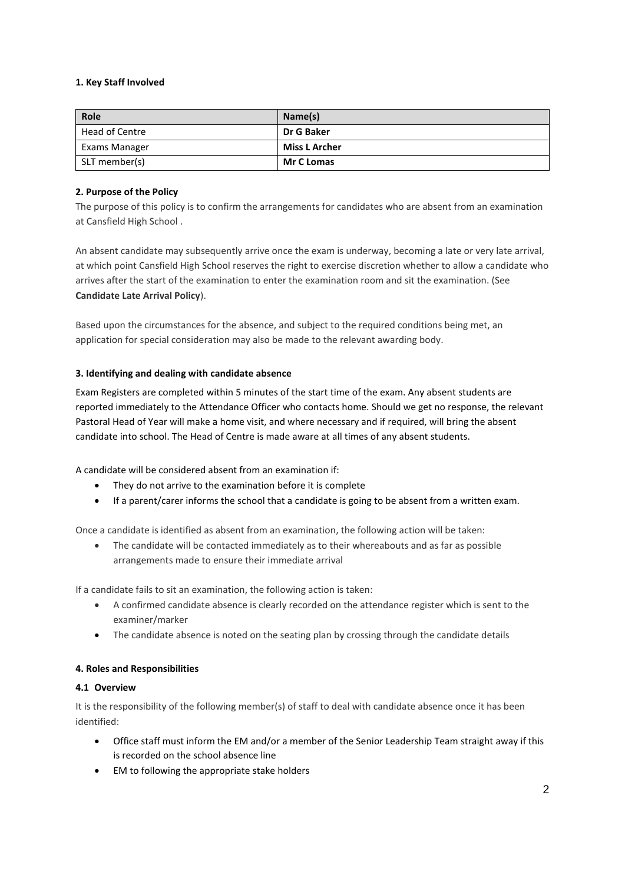**1. Key Staff Involved**

| Role | Name(s) |
| --- | --- |
| Head of Centre | **Dr G Baker** |
| Exams Manager | **Miss L Archer** |
| SLT member(s) | **Mr C Lomas** |

**2. Purpose of the Policy**

The purpose of this policy is to confirm the arrangements for candidates who are absent from an examination at Cansfield High School .

An absent candidate may subsequently arrive once the exam is underway, becoming a late or very late arrival, at which point Cansfield High School reserves the right to exercise discretion whether to allow a candidate who arrives after the start of the examination to enter the examination room and sit the examination. (See **Candidate Late Arrival Policy**).

Based upon the circumstances for the absence, and subject to the required conditions being met, an application for special consideration may also be made to the relevant awarding body.

**3. Identifying and dealing with candidate absence**

Exam Registers are completed within 5 minutes of the start time of the exam. Any absent students are reported immediately to the Attendance Officer who contacts home. Should we get no response, the relevant Pastoral Head of Year will make a home visit, and where necessary and if required, will bring the absent candidate into school. The Head of Centre is made aware at all times of any absent students.

A candidate will be considered absent from an examination if:

- They do not arrive to the examination before it is complete
- If a parent/carer informs the school that a candidate is going to be absent from a written exam.

Once a candidate is identified as absent from an examination, the following action will be taken:

- The candidate will be contacted immediately as to their whereabouts and as far as possible arrangements made to ensure their immediate arrival

If a candidate fails to sit an examination, the following action is taken:

- A confirmed candidate absence is clearly recorded on the attendance register which is sent to the examiner/marker
- The candidate absence is noted on the seating plan by crossing through the candidate details

**4. Roles and Responsibilities**

**4.1 Overview**

It is the responsibility of the following member(s) of staff to deal with candidate absence once it has been identified:

- Office staff must inform the EM and/or a member of the Senior Leadership Team straight away if this is recorded on the school absence line
- EM to following the appropriate stake holders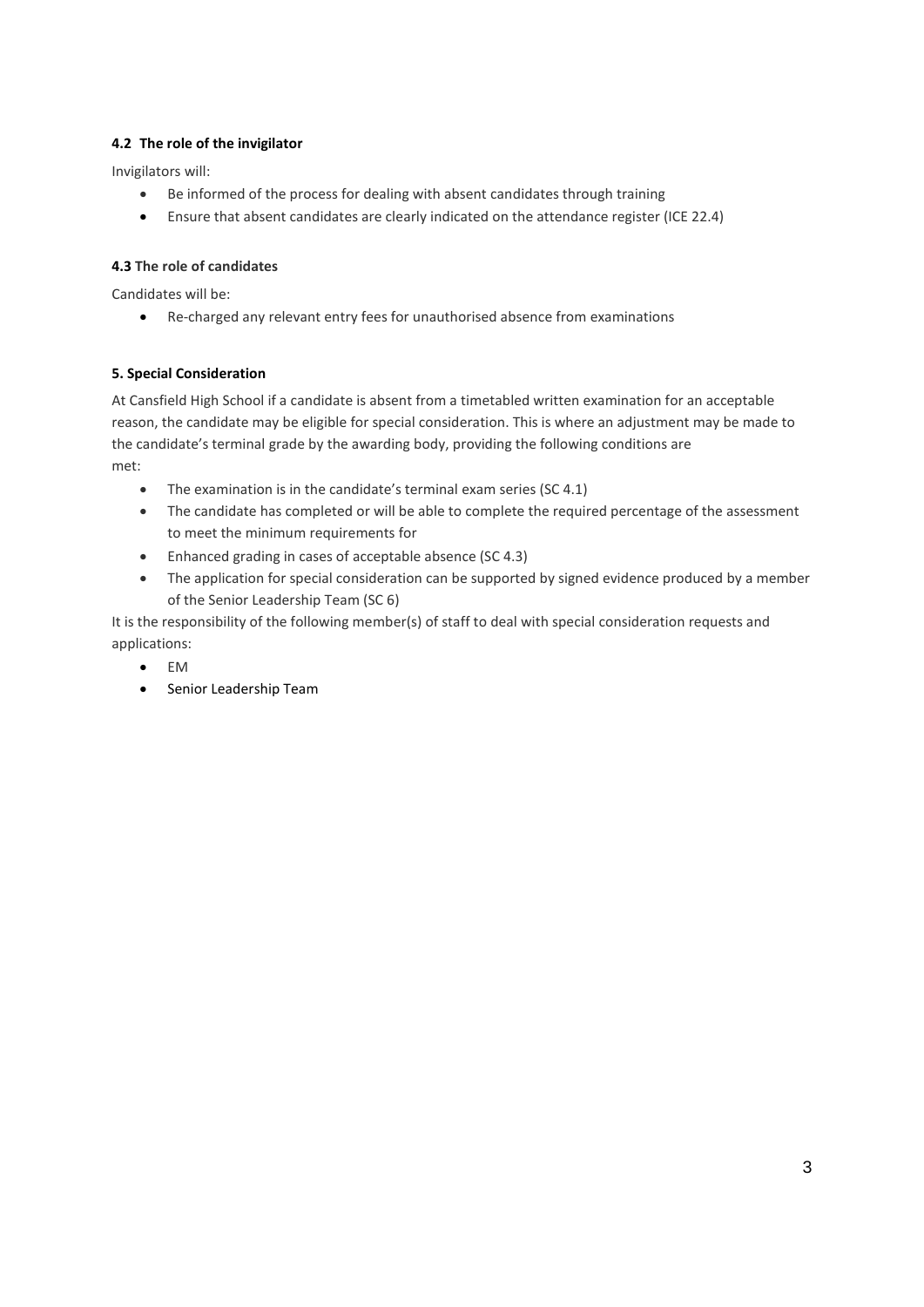#### 4.2 The role of the invigilator

Invigilators will:

- Be informed of the process for dealing with absent candidates through training
- Ensure that absent candidates are clearly indicated on the attendance register (ICE 22.4)

#### 4.3 The role of candidates

Candidates will be:

- Re-charged any relevant entry fees for unauthorised absence from examinations

### 5. Special Consideration

At Cansfield High School if a candidate is absent from a timetabled written examination for an acceptable reason, the candidate may be eligible for special consideration. This is where an adjustment may be made to the candidate's terminal grade by the awarding body, providing the following conditions are met:

- The examination is in the candidate's terminal exam series (SC 4.1)
- The candidate has completed or will be able to complete the required percentage of the assessment to meet the minimum requirements for
- Enhanced grading in cases of acceptable absence (SC 4.3)
- The application for special consideration can be supported by signed evidence produced by a member of the Senior Leadership Team (SC 6)

It is the responsibility of the following member(s) of staff to deal with special consideration requests and applications:

- EM
- Senior Leadership Team